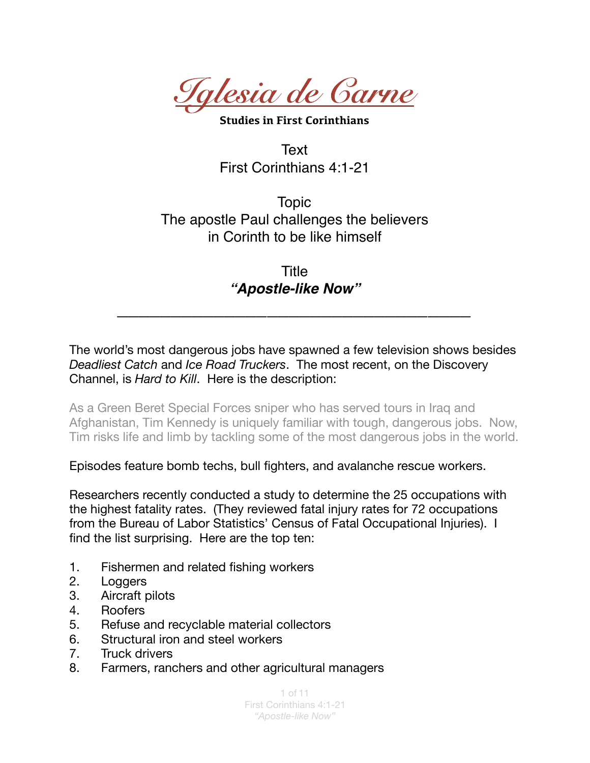# *Iglesia de Carne*

**Studies in First Corinthians**

Text
First Corinthians 4:1-21

Topic
The apostle Paul challenges the believers in Corinth to be like himself

Title
***"Apostle-like Now"***

---

The world's most dangerous jobs have spawned a few television shows besides *Deadliest Catch* and *Ice Road Truckers*. The most recent, on the Discovery Channel, is *Hard to Kill*. Here is the description:

> As a Green Beret Special Forces sniper who has served tours in Iraq and Afghanistan, Tim Kennedy is uniquely familiar with tough, dangerous jobs. Now, Tim risks life and limb by tackling some of the most dangerous jobs in the world.

Episodes feature bomb techs, bull fighters, and avalanche rescue workers.

Researchers recently conducted a study to determine the 25 occupations with the highest fatality rates. (They reviewed fatal injury rates for 72 occupations from the Bureau of Labor Statistics' Census of Fatal Occupational Injuries). I find the list surprising. Here are the top ten:

1. Fishermen and related fishing workers
2. Loggers
3. Aircraft pilots
4. Roofers
5. Refuse and recyclable material collectors
6. Structural iron and steel workers
7. Truck drivers
8. Farmers, ranchers and other agricultural managers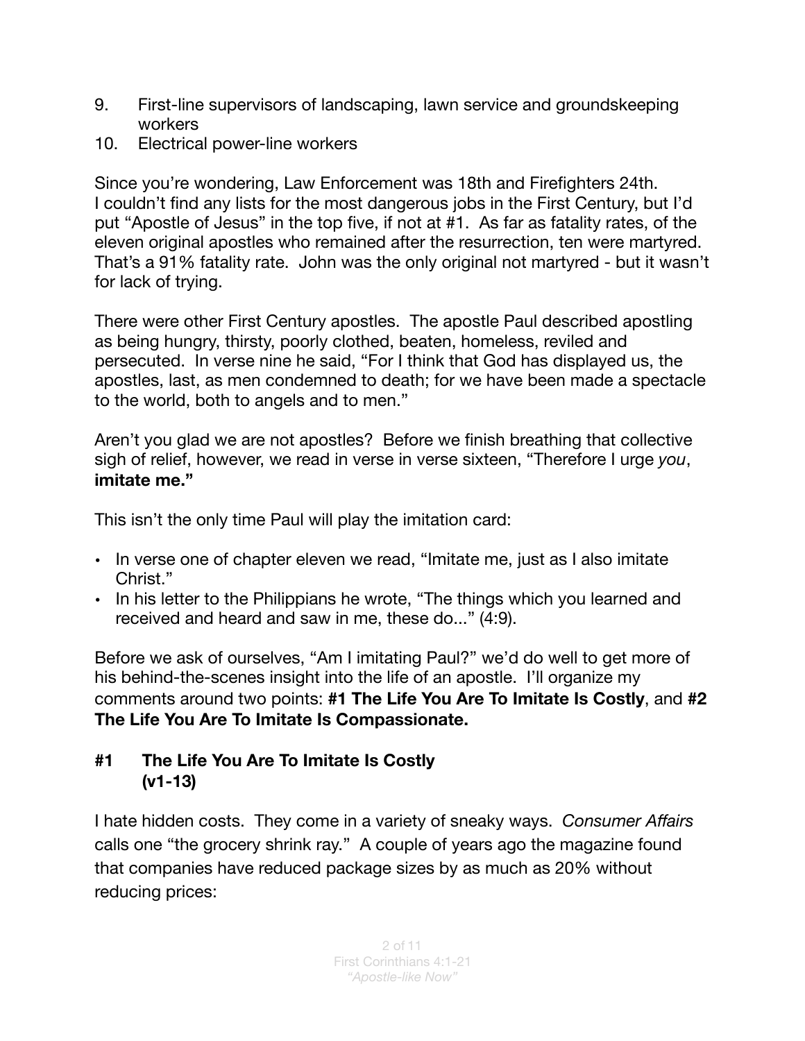9. First-line supervisors of landscaping, lawn service and groundskeeping workers
10. Electrical power-line workers

Since you're wondering, Law Enforcement was 18th and Firefighters 24th. I couldn't find any lists for the most dangerous jobs in the First Century, but I'd put "Apostle of Jesus" in the top five, if not at #1. As far as fatality rates, of the eleven original apostles who remained after the resurrection, ten were martyred. That's a 91% fatality rate. John was the only original not martyred - but it wasn't for lack of trying.

There were other First Century apostles. The apostle Paul described apostling as being hungry, thirsty, poorly clothed, beaten, homeless, reviled and persecuted. In verse nine he said, "For I think that God has displayed us, the apostles, last, as men condemned to death; for we have been made a spectacle to the world, both to angels and to men."

Aren't you glad we are not apostles? Before we finish breathing that collective sigh of relief, however, we read in verse in verse sixteen, "Therefore I urge *you*, **imitate me."**

This isn't the only time Paul will play the imitation card:

- In verse one of chapter eleven we read, "Imitate me, just as I also imitate Christ."
- In his letter to the Philippians he wrote, "The things which you learned and received and heard and saw in me, these do..." (4:9).

Before we ask of ourselves, "Am I imitating Paul?" we'd do well to get more of his behind-the-scenes insight into the life of an apostle. I'll organize my comments around two points: **#1 The Life You Are To Imitate Is Costly**, and **#2 The Life You Are To Imitate Is Compassionate.**

## #1 The Life You Are To Imitate Is Costly (v1-13)

I hate hidden costs. They come in a variety of sneaky ways. *Consumer Affairs* calls one "the grocery shrink ray." A couple of years ago the magazine found that companies have reduced package sizes by as much as 20% without reducing prices: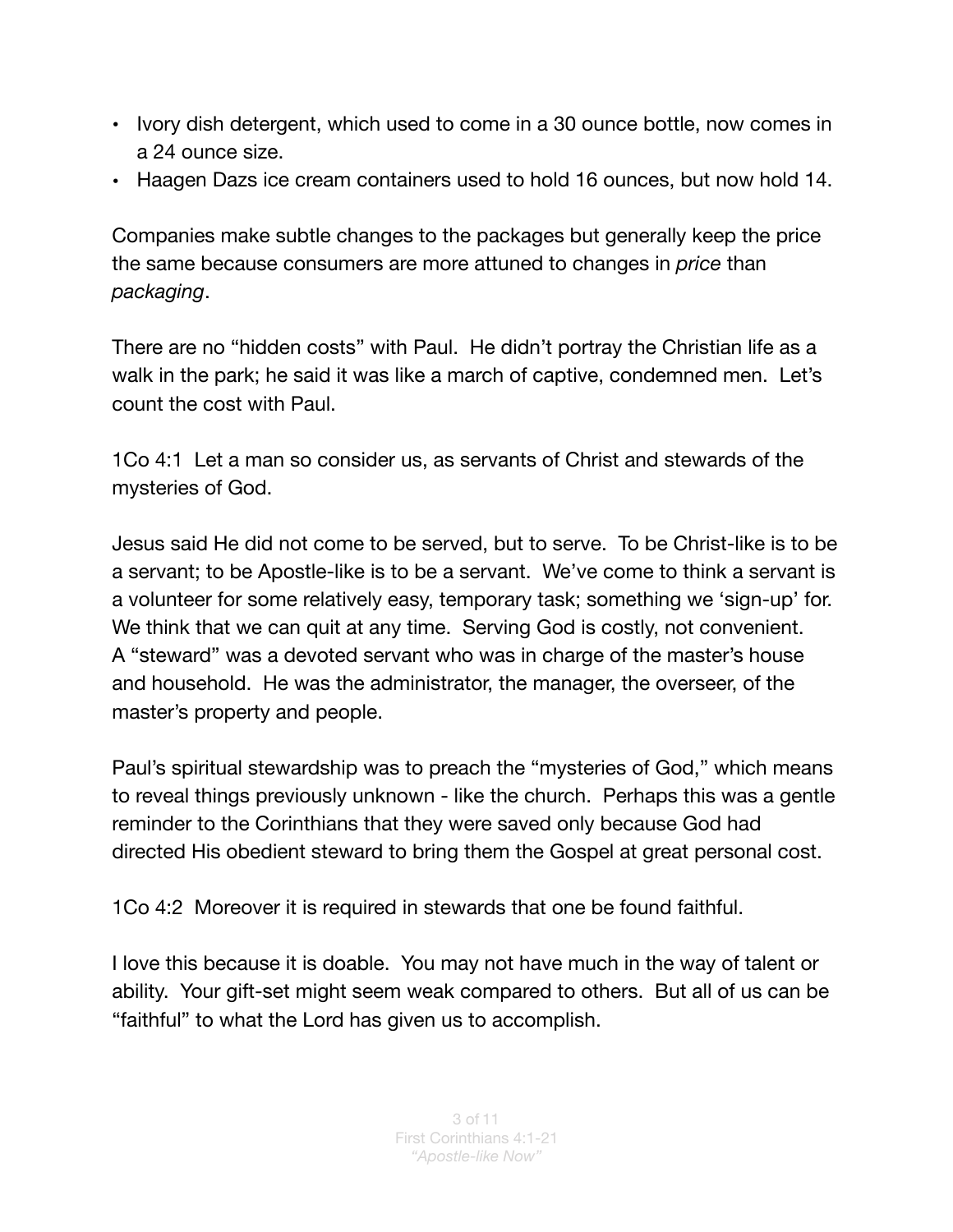- Ivory dish detergent, which used to come in a 30 ounce bottle, now comes in a 24 ounce size.
- Haagen Dazs ice cream containers used to hold 16 ounces, but now hold 14.

Companies make subtle changes to the packages but generally keep the price the same because consumers are more attuned to changes in *price* than *packaging*.

There are no "hidden costs" with Paul. He didn't portray the Christian life as a walk in the park; he said it was like a march of captive, condemned men. Let's count the cost with Paul.

1Co 4:1 Let a man so consider us, as servants of Christ and stewards of the mysteries of God.

Jesus said He did not come to be served, but to serve. To be Christ-like is to be a servant; to be Apostle-like is to be a servant. We've come to think a servant is a volunteer for some relatively easy, temporary task; something we 'sign-up' for. We think that we can quit at any time. Serving God is costly, not convenient. A "steward" was a devoted servant who was in charge of the master's house and household. He was the administrator, the manager, the overseer, of the master's property and people.

Paul's spiritual stewardship was to preach the "mysteries of God," which means to reveal things previously unknown - like the church. Perhaps this was a gentle reminder to the Corinthians that they were saved only because God had directed His obedient steward to bring them the Gospel at great personal cost.

1Co 4:2 Moreover it is required in stewards that one be found faithful.

I love this because it is doable. You may not have much in the way of talent or ability. Your gift-set might seem weak compared to others. But all of us can be "faithful" to what the Lord has given us to accomplish.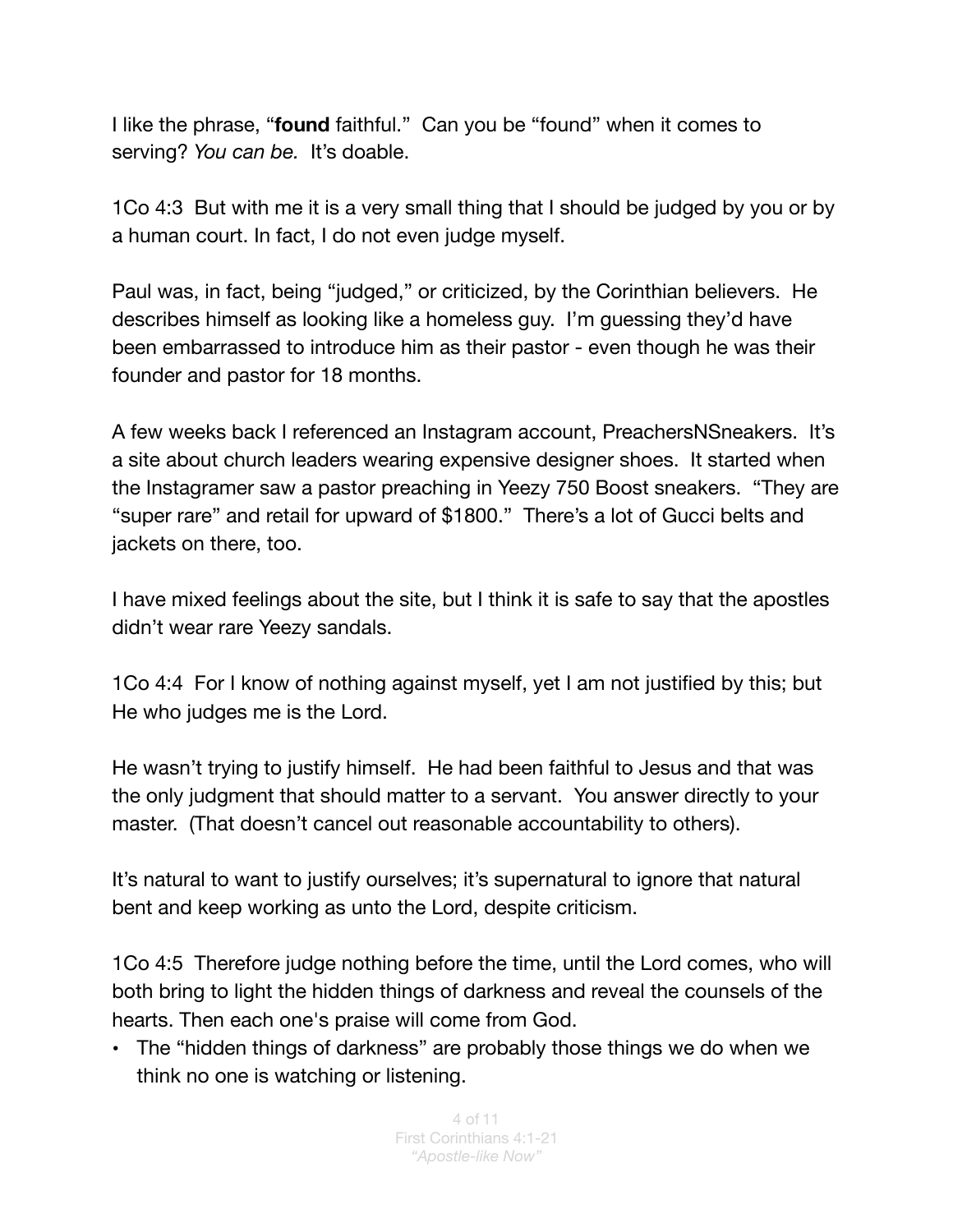I like the phrase, "**found** faithful." Can you be "found" when it comes to serving? *You can be.* It's doable.

1Co 4:3 But with me it is a very small thing that I should be judged by you or by a human court. In fact, I do not even judge myself.

Paul was, in fact, being "judged," or criticized, by the Corinthian believers. He describes himself as looking like a homeless guy. I'm guessing they'd have been embarrassed to introduce him as their pastor - even though he was their founder and pastor for 18 months.

A few weeks back I referenced an Instagram account, PreachersNSneakers. It's a site about church leaders wearing expensive designer shoes. It started when the Instagramer saw a pastor preaching in Yeezy 750 Boost sneakers. "They are "super rare" and retail for upward of $1800." There's a lot of Gucci belts and jackets on there, too.

I have mixed feelings about the site, but I think it is safe to say that the apostles didn't wear rare Yeezy sandals.

1Co 4:4 For I know of nothing against myself, yet I am not justified by this; but He who judges me is the Lord.

He wasn't trying to justify himself. He had been faithful to Jesus and that was the only judgment that should matter to a servant. You answer directly to your master. (That doesn't cancel out reasonable accountability to others).

It's natural to want to justify ourselves; it's supernatural to ignore that natural bent and keep working as unto the Lord, despite criticism.

1Co 4:5 Therefore judge nothing before the time, until the Lord comes, who will both bring to light the hidden things of darkness and reveal the counsels of the hearts. Then each one's praise will come from God.

- The "hidden things of darkness" are probably those things we do when we think no one is watching or listening.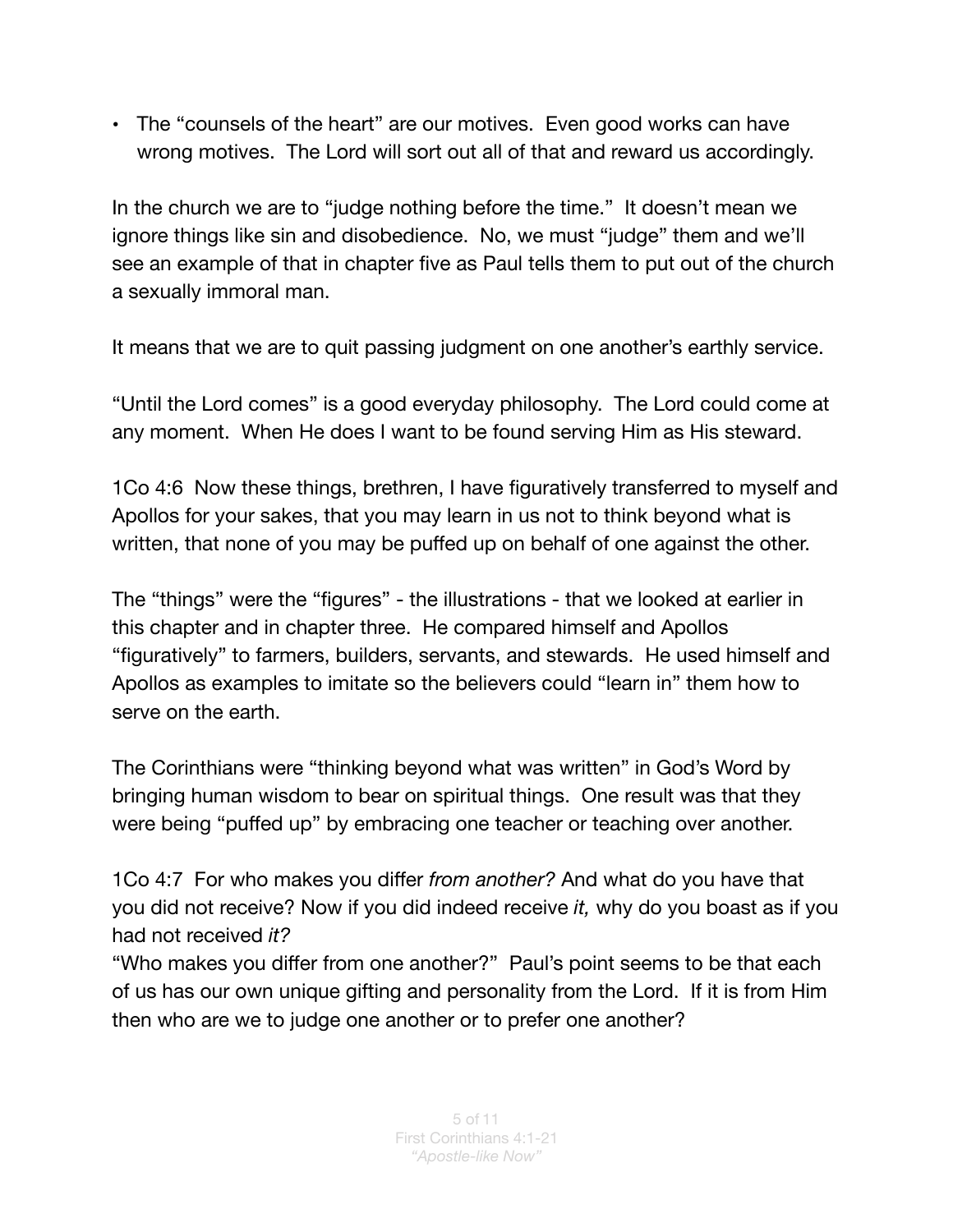- The "counsels of the heart" are our motives. Even good works can have wrong motives. The Lord will sort out all of that and reward us accordingly.

In the church we are to "judge nothing before the time." It doesn't mean we ignore things like sin and disobedience. No, we must "judge" them and we'll see an example of that in chapter five as Paul tells them to put out of the church a sexually immoral man.

It means that we are to quit passing judgment on one another's earthly service.

"Until the Lord comes" is a good everyday philosophy. The Lord could come at any moment. When He does I want to be found serving Him as His steward.

1Co 4:6 Now these things, brethren, I have figuratively transferred to myself and Apollos for your sakes, that you may learn in us not to think beyond what is written, that none of you may be puffed up on behalf of one against the other.

The "things" were the "figures" - the illustrations - that we looked at earlier in this chapter and in chapter three. He compared himself and Apollos "figuratively" to farmers, builders, servants, and stewards. He used himself and Apollos as examples to imitate so the believers could "learn in" them how to serve on the earth.

The Corinthians were "thinking beyond what was written" in God's Word by bringing human wisdom to bear on spiritual things. One result was that they were being "puffed up" by embracing one teacher or teaching over another.

1Co 4:7 For who makes you differ *from another?* And what do you have that you did not receive? Now if you did indeed receive *it,* why do you boast as if you had not received *it?*

"Who makes you differ from one another?" Paul's point seems to be that each of us has our own unique gifting and personality from the Lord. If it is from Him then who are we to judge one another or to prefer one another?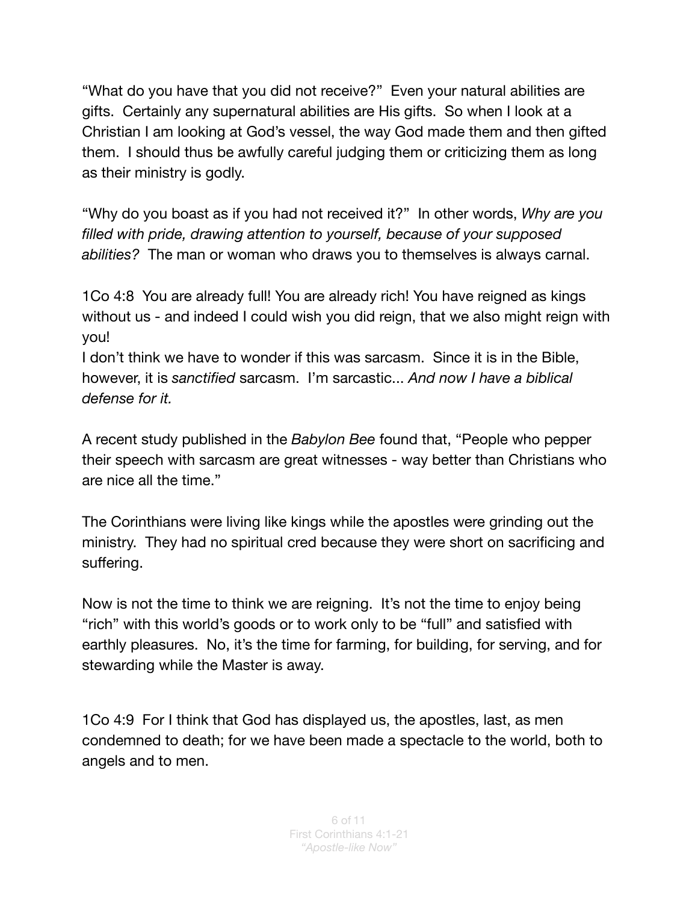“What do you have that you did not receive?” Even your natural abilities are gifts. Certainly any supernatural abilities are His gifts. So when I look at a Christian I am looking at God’s vessel, the way God made them and then gifted them. I should thus be awfully careful judging them or criticizing them as long as their ministry is godly.

“Why do you boast as if you had not received it?” In other words, *Why are you filled with pride, drawing attention to yourself, because of your supposed abilities?* The man or woman who draws you to themselves is always carnal.

1Co 4:8 You are already full! You are already rich! You have reigned as kings without us - and indeed I could wish you did reign, that we also might reign with you!
I don’t think we have to wonder if this was sarcasm. Since it is in the Bible, however, it is *sanctified* sarcasm. I’m sarcastic... *And now I have a biblical defense for it.*

A recent study published in the *Babylon Bee* found that, “People who pepper their speech with sarcasm are great witnesses - way better than Christians who are nice all the time.”

The Corinthians were living like kings while the apostles were grinding out the ministry. They had no spiritual cred because they were short on sacrificing and suffering.

Now is not the time to think we are reigning. It’s not the time to enjoy being “rich” with this world’s goods or to work only to be “full” and satisfied with earthly pleasures. No, it’s the time for farming, for building, for serving, and for stewarding while the Master is away.

1Co 4:9 For I think that God has displayed us, the apostles, last, as men condemned to death; for we have been made a spectacle to the world, both to angels and to men.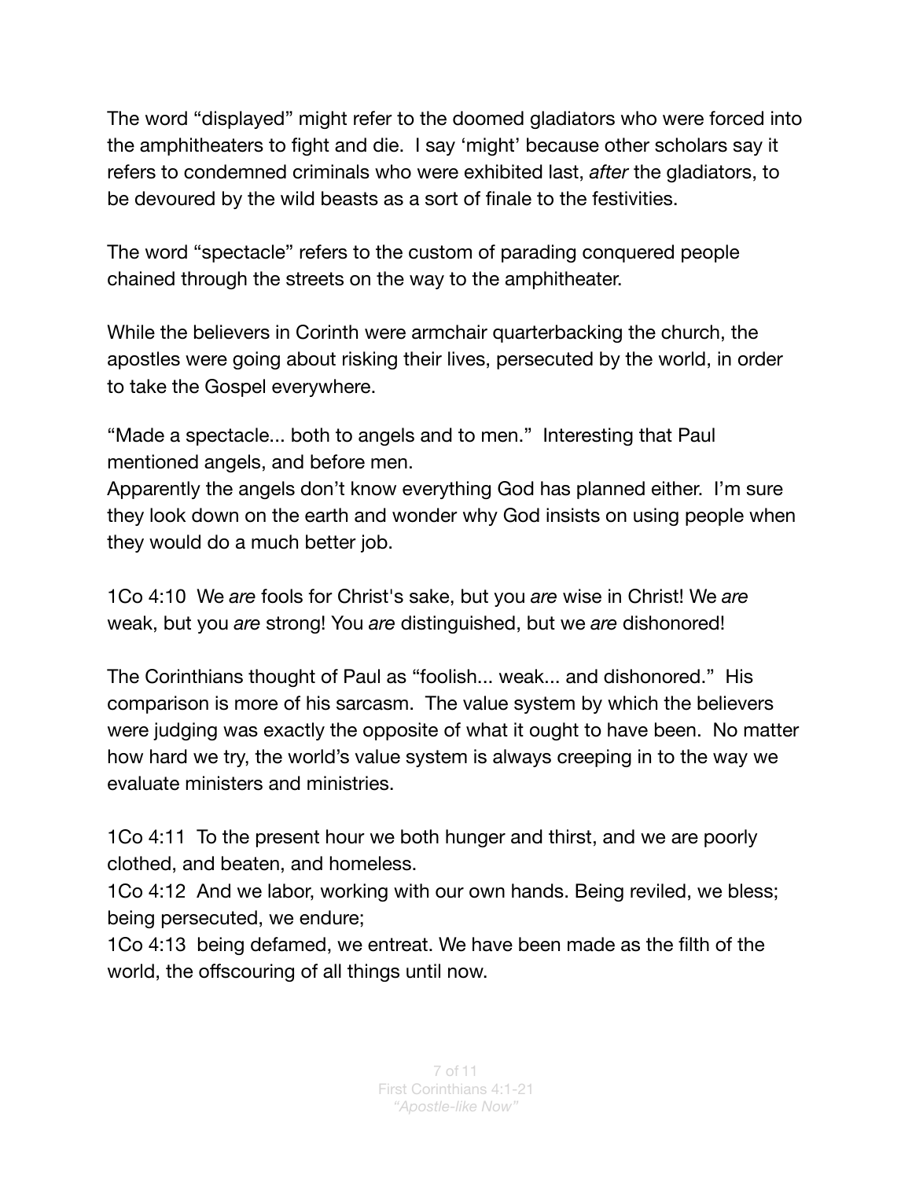The word “displayed” might refer to the doomed gladiators who were forced into the amphitheaters to fight and die. I say ‘might’ because other scholars say it refers to condemned criminals who were exhibited last, *after* the gladiators, to be devoured by the wild beasts as a sort of finale to the festivities.

The word “spectacle” refers to the custom of parading conquered people chained through the streets on the way to the amphitheater.

While the believers in Corinth were armchair quarterbacking the church, the apostles were going about risking their lives, persecuted by the world, in order to take the Gospel everywhere.

“Made a spectacle... both to angels and to men.” Interesting that Paul mentioned angels, and before men.
Apparently the angels don’t know everything God has planned either. I’m sure they look down on the earth and wonder why God insists on using people when they would do a much better job.

1Co 4:10 We *are* fools for Christ's sake, but you *are* wise in Christ! We *are* weak, but you *are* strong! You *are* distinguished, but we *are* dishonored!

The Corinthians thought of Paul as “foolish... weak... and dishonored.” His comparison is more of his sarcasm. The value system by which the believers were judging was exactly the opposite of what it ought to have been. No matter how hard we try, the world’s value system is always creeping in to the way we evaluate ministers and ministries.

1Co 4:11 To the present hour we both hunger and thirst, and we are poorly clothed, and beaten, and homeless.
1Co 4:12 And we labor, working with our own hands. Being reviled, we bless; being persecuted, we endure;
1Co 4:13 being defamed, we entreat. We have been made as the filth of the world, the offscouring of all things until now.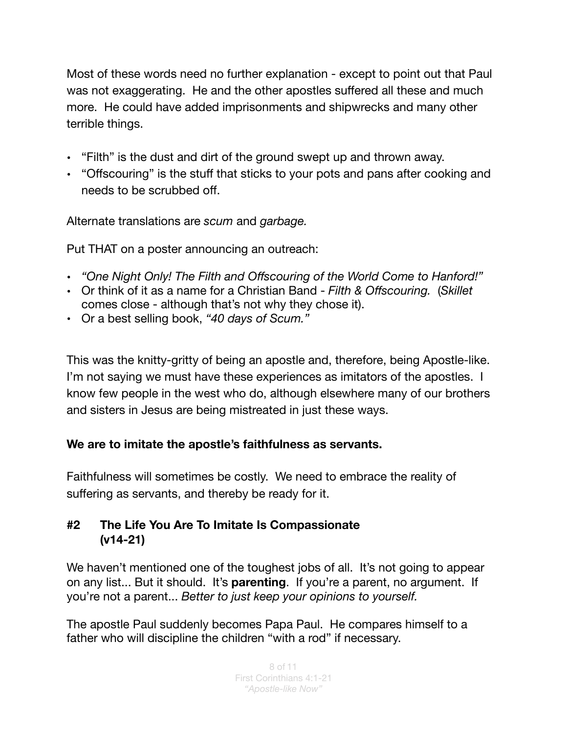Most of these words need no further explanation - except to point out that Paul was not exaggerating. He and the other apostles suffered all these and much more. He could have added imprisonments and shipwrecks and many other terrible things.

- "Filth" is the dust and dirt of the ground swept up and thrown away.
- "Offscouring" is the stuff that sticks to your pots and pans after cooking and needs to be scrubbed off.

Alternate translations are *scum* and *garbage.*

Put THAT on a poster announcing an outreach:

- *"One Night Only! The Filth and Offscouring of the World Come to Hanford!"*
- Or think of it as a name for a Christian Band - *Filth & Offscouring.* (*Skillet* comes close - although that's not why they chose it).
- Or a best selling book, *"40 days of Scum."*

This was the knitty-gritty of being an apostle and, therefore, being Apostle-like. I'm not saying we must have these experiences as imitators of the apostles. I know few people in the west who do, although elsewhere many of our brothers and sisters in Jesus are being mistreated in just these ways.

**We are to imitate the apostle's faithfulness as servants.**

Faithfulness will sometimes be costly. We need to embrace the reality of suffering as servants, and thereby be ready for it.

### #2 The Life You Are To Imitate Is Compassionate (v14-21)

We haven't mentioned one of the toughest jobs of all. It's not going to appear on any list... But it should. It's **parenting**. If you're a parent, no argument. If you're not a parent... *Better to just keep your opinions to yourself.*

The apostle Paul suddenly becomes Papa Paul. He compares himself to a father who will discipline the children "with a rod" if necessary.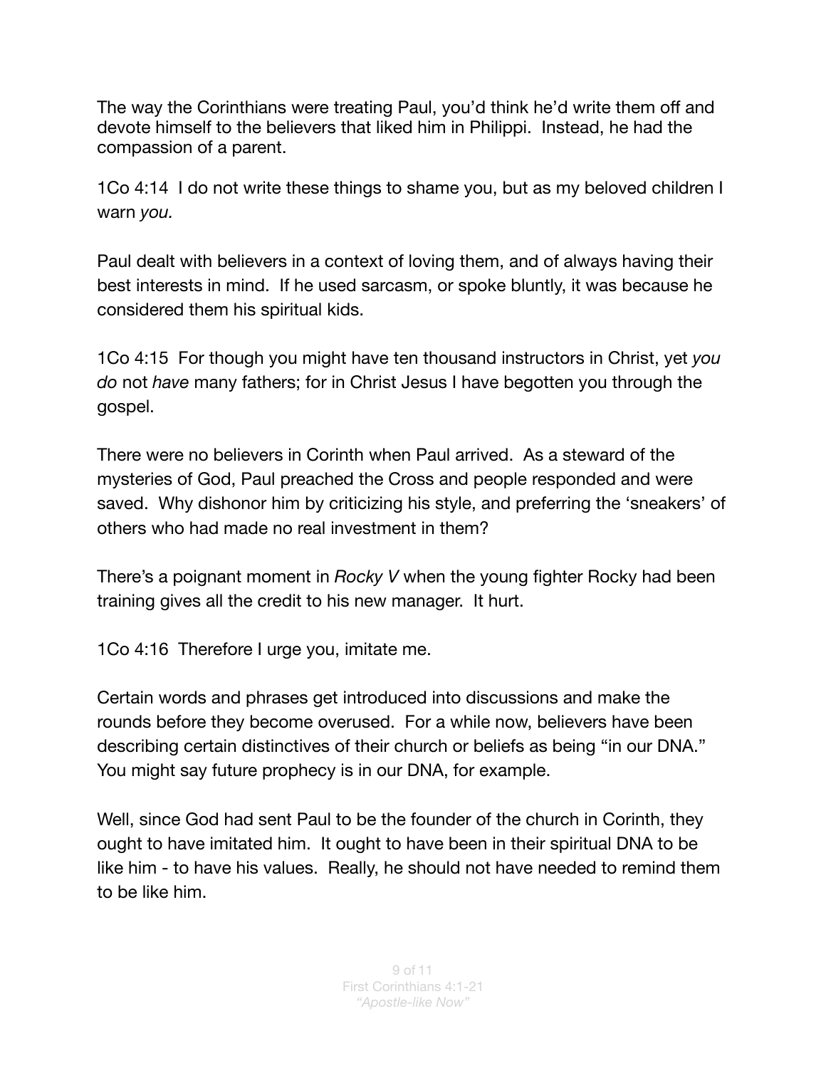The way the Corinthians were treating Paul, you'd think he'd write them off and devote himself to the believers that liked him in Philippi. Instead, he had the compassion of a parent.

1Co 4:14 I do not write these things to shame you, but as my beloved children I warn *you.*

Paul dealt with believers in a context of loving them, and of always having their best interests in mind. If he used sarcasm, or spoke bluntly, it was because he considered them his spiritual kids.

1Co 4:15 For though you might have ten thousand instructors in Christ, yet *you do* not *have* many fathers; for in Christ Jesus I have begotten you through the gospel.

There were no believers in Corinth when Paul arrived. As a steward of the mysteries of God, Paul preached the Cross and people responded and were saved. Why dishonor him by criticizing his style, and preferring the 'sneakers' of others who had made no real investment in them?

There's a poignant moment in *Rocky V* when the young fighter Rocky had been training gives all the credit to his new manager. It hurt.

1Co 4:16 Therefore I urge you, imitate me.

Certain words and phrases get introduced into discussions and make the rounds before they become overused. For a while now, believers have been describing certain distinctives of their church or beliefs as being "in our DNA." You might say future prophecy is in our DNA, for example.

Well, since God had sent Paul to be the founder of the church in Corinth, they ought to have imitated him. It ought to have been in their spiritual DNA to be like him - to have his values. Really, he should not have needed to remind them to be like him.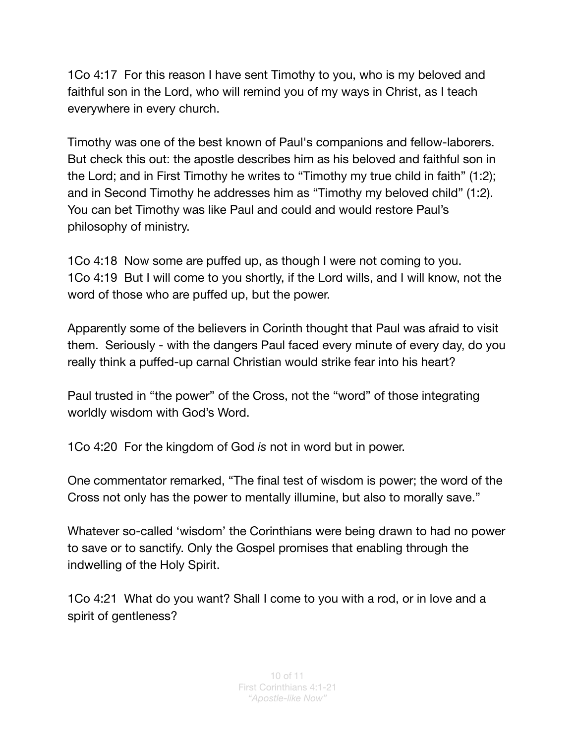1Co 4:17  For this reason I have sent Timothy to you, who is my beloved and faithful son in the Lord, who will remind you of my ways in Christ, as I teach everywhere in every church.

Timothy was one of the best known of Paul's companions and fellow-laborers. But check this out: the apostle describes him as his beloved and faithful son in the Lord; and in First Timothy he writes to "Timothy my true child in faith" (1:2); and in Second Timothy he addresses him as "Timothy my beloved child" (1:2). You can bet Timothy was like Paul and could and would restore Paul's philosophy of ministry.

1Co 4:18  Now some are puffed up, as though I were not coming to you.
1Co 4:19  But I will come to you shortly, if the Lord wills, and I will know, not the word of those who are puffed up, but the power.

Apparently some of the believers in Corinth thought that Paul was afraid to visit them.  Seriously - with the dangers Paul faced every minute of every day, do you really think a puffed-up carnal Christian would strike fear into his heart?

Paul trusted in "the power" of the Cross, not the "word" of those integrating worldly wisdom with God's Word.

1Co 4:20  For the kingdom of God *is* not in word but in power.

One commentator remarked, "The final test of wisdom is power; the word of the Cross not only has the power to mentally illumine, but also to morally save."

Whatever so-called 'wisdom' the Corinthians were being drawn to had no power to save or to sanctify. Only the Gospel promises that enabling through the indwelling of the Holy Spirit.

1Co 4:21  What do you want? Shall I come to you with a rod, or in love and a spirit of gentleness?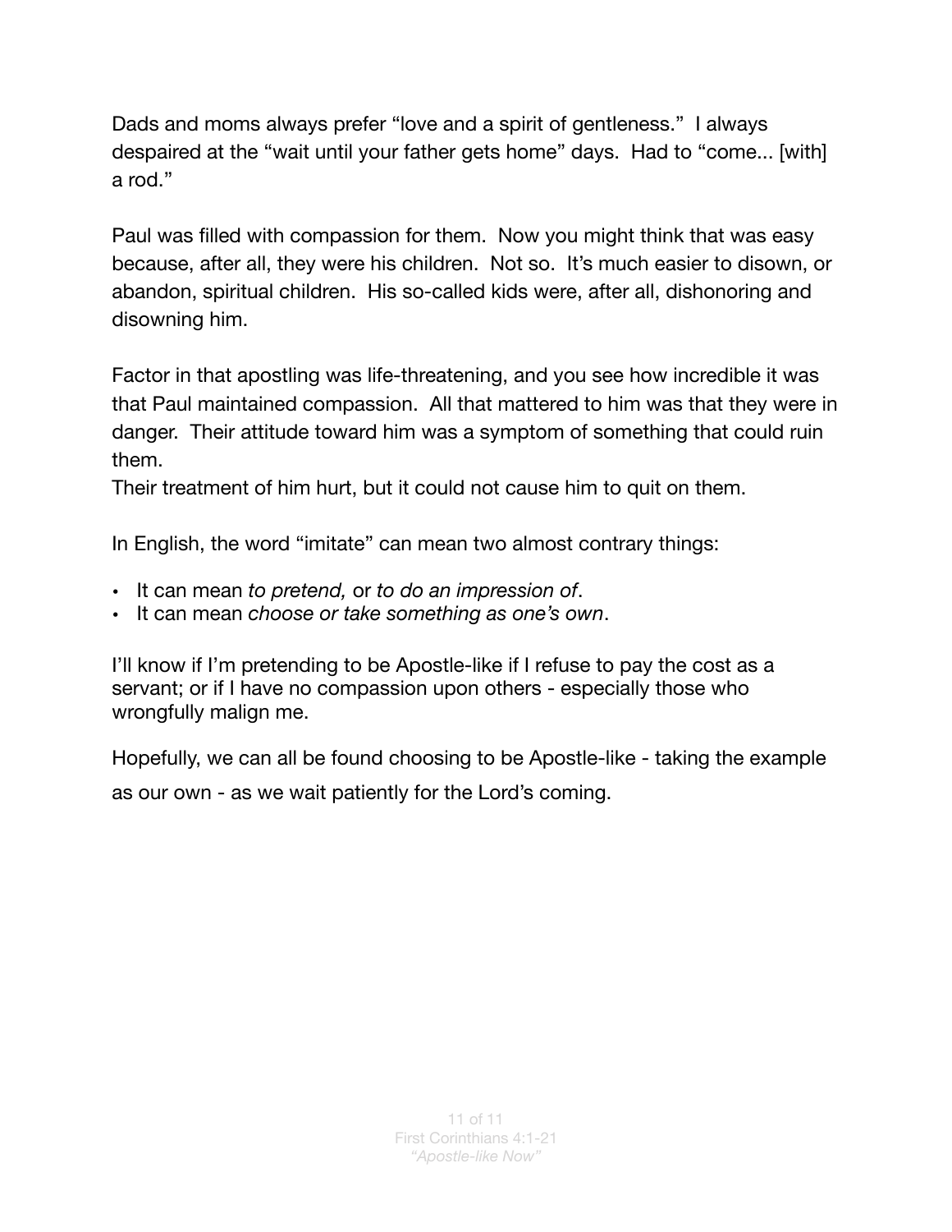Dads and moms always prefer "love and a spirit of gentleness." I always despaired at the "wait until your father gets home" days. Had to "come... [with] a rod."

Paul was filled with compassion for them. Now you might think that was easy because, after all, they were his children. Not so. It's much easier to disown, or abandon, spiritual children. His so-called kids were, after all, dishonoring and disowning him.

Factor in that apostling was life-threatening, and you see how incredible it was that Paul maintained compassion. All that mattered to him was that they were in danger. Their attitude toward him was a symptom of something that could ruin them.
Their treatment of him hurt, but it could not cause him to quit on them.

In English, the word "imitate" can mean two almost contrary things:

- It can mean *to pretend,* or *to do an impression of*.
- It can mean *choose or take something as one's own*.

I'll know if I'm pretending to be Apostle-like if I refuse to pay the cost as a servant; or if I have no compassion upon others - especially those who wrongfully malign me.

Hopefully, we can all be found choosing to be Apostle-like - taking the example as our own - as we wait patiently for the Lord's coming.